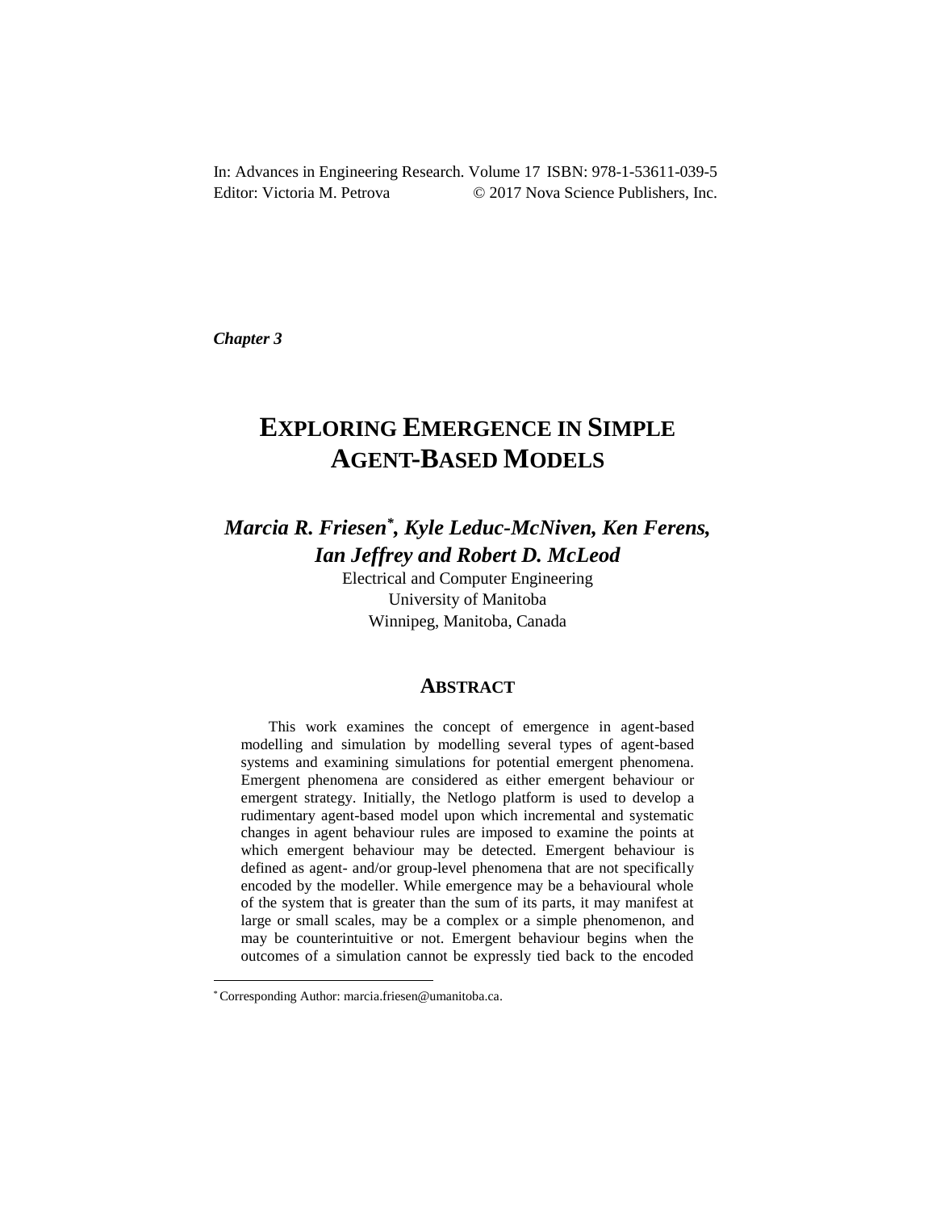In: Advances in Engineering Research. Volume 17 ISBN: 978-1-53611-039-5
Editor: Victoria M. Petrova © 2017 Nova Science Publishers, Inc.

*Chapter 3*

# EXPLORING EMERGENCE IN SIMPLE AGENT-BASED MODELS

***Marcia R. Friesen*, Kyle Leduc-McNiven, Ken Ferens, Ian Jeffrey and Robert D. McLeod***

Electrical and Computer Engineering
University of Manitoba
Winnipeg, Manitoba, Canada

## ABSTRACT

This work examines the concept of emergence in agent-based modelling and simulation by modelling several types of agent-based systems and examining simulations for potential emergent phenomena. Emergent phenomena are considered as either emergent behaviour or emergent strategy. Initially, the Netlogo platform is used to develop a rudimentary agent-based model upon which incremental and systematic changes in agent behaviour rules are imposed to examine the points at which emergent behaviour may be detected. Emergent behaviour is defined as agent- and/or group-level phenomena that are not specifically encoded by the modeller. While emergence may be a behavioural whole of the system that is greater than the sum of its parts, it may manifest at large or small scales, may be a complex or a simple phenomenon, and may be counterintuitive or not. Emergent behaviour begins when the outcomes of a simulation cannot be expressly tied back to the encoded

\* Corresponding Author: marcia.friesen@umanitoba.ca.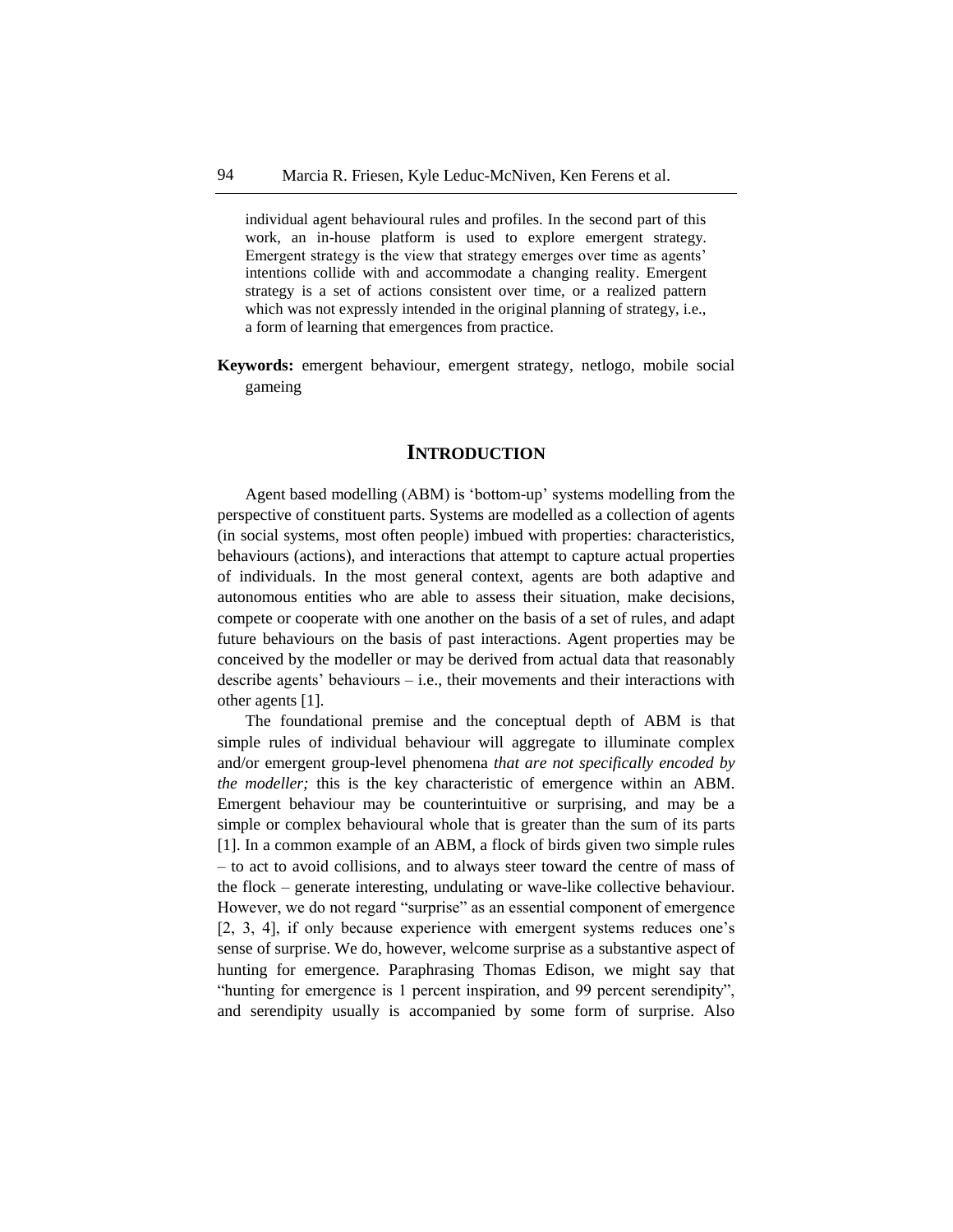individual agent behavioural rules and profiles. In the second part of this work, an in-house platform is used to explore emergent strategy. Emergent strategy is the view that strategy emerges over time as agents' intentions collide with and accommodate a changing reality. Emergent strategy is a set of actions consistent over time, or a realized pattern which was not expressly intended in the original planning of strategy, i.e., a form of learning that emergences from practice.

**Keywords:** emergent behaviour, emergent strategy, netlogo, mobile social gameing

## INTRODUCTION

Agent based modelling (ABM) is 'bottom-up' systems modelling from the perspective of constituent parts. Systems are modelled as a collection of agents (in social systems, most often people) imbued with properties: characteristics, behaviours (actions), and interactions that attempt to capture actual properties of individuals. In the most general context, agents are both adaptive and autonomous entities who are able to assess their situation, make decisions, compete or cooperate with one another on the basis of a set of rules, and adapt future behaviours on the basis of past interactions. Agent properties may be conceived by the modeller or may be derived from actual data that reasonably describe agents' behaviours – i.e., their movements and their interactions with other agents [1].

The foundational premise and the conceptual depth of ABM is that simple rules of individual behaviour will aggregate to illuminate complex and/or emergent group-level phenomena *that are not specifically encoded by the modeller;* this is the key characteristic of emergence within an ABM. Emergent behaviour may be counterintuitive or surprising, and may be a simple or complex behavioural whole that is greater than the sum of its parts [1]. In a common example of an ABM, a flock of birds given two simple rules – to act to avoid collisions, and to always steer toward the centre of mass of the flock – generate interesting, undulating or wave-like collective behaviour. However, we do not regard "surprise" as an essential component of emergence [2, 3, 4], if only because experience with emergent systems reduces one's sense of surprise. We do, however, welcome surprise as a substantive aspect of hunting for emergence. Paraphrasing Thomas Edison, we might say that "hunting for emergence is 1 percent inspiration, and 99 percent serendipity", and serendipity usually is accompanied by some form of surprise. Also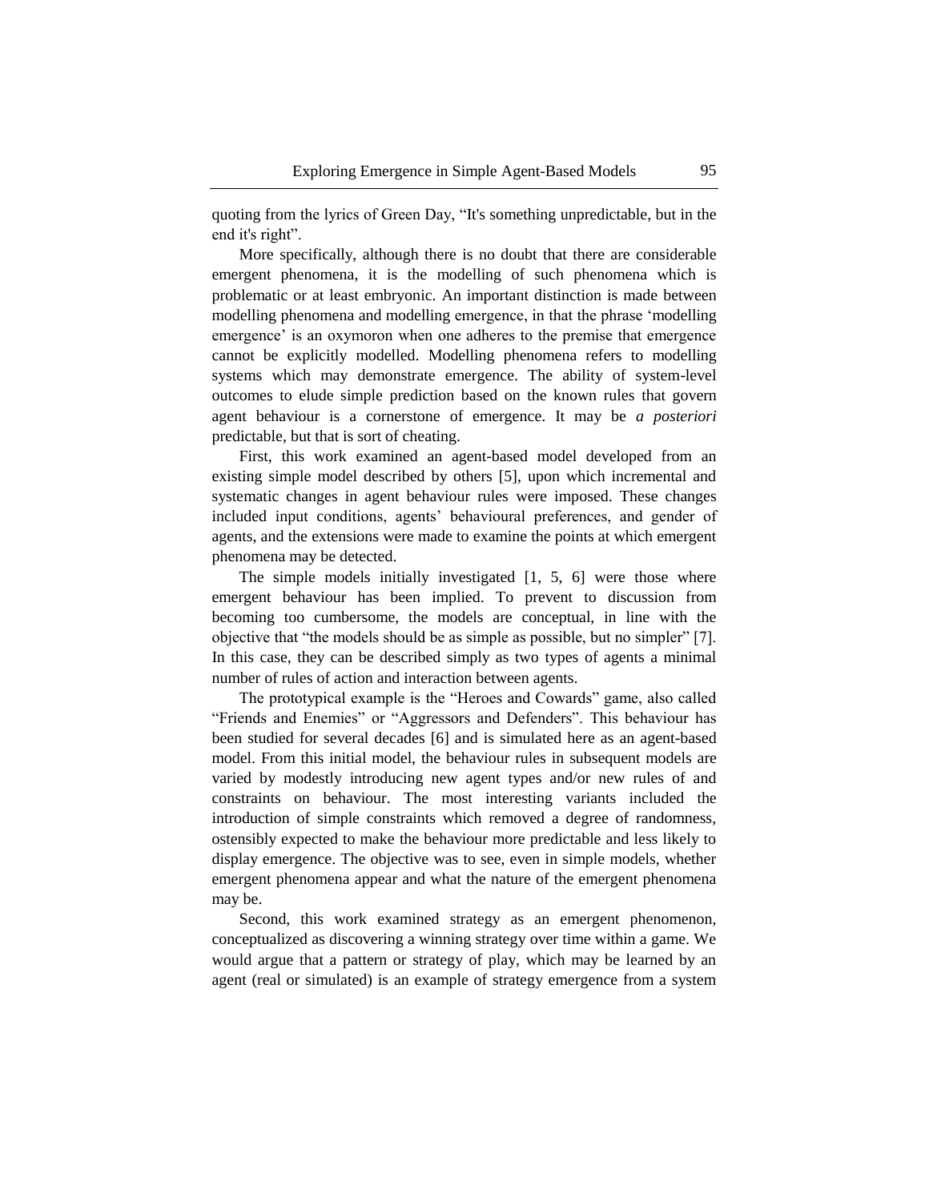quoting from the lyrics of Green Day, "It's something unpredictable, but in the end it's right".

More specifically, although there is no doubt that there are considerable emergent phenomena, it is the modelling of such phenomena which is problematic or at least embryonic. An important distinction is made between modelling phenomena and modelling emergence, in that the phrase 'modelling emergence' is an oxymoron when one adheres to the premise that emergence cannot be explicitly modelled. Modelling phenomena refers to modelling systems which may demonstrate emergence. The ability of system-level outcomes to elude simple prediction based on the known rules that govern agent behaviour is a cornerstone of emergence. It may be *a posteriori* predictable, but that is sort of cheating.

First, this work examined an agent-based model developed from an existing simple model described by others [5], upon which incremental and systematic changes in agent behaviour rules were imposed. These changes included input conditions, agents' behavioural preferences, and gender of agents, and the extensions were made to examine the points at which emergent phenomena may be detected.

The simple models initially investigated [1, 5, 6] were those where emergent behaviour has been implied. To prevent to discussion from becoming too cumbersome, the models are conceptual, in line with the objective that "the models should be as simple as possible, but no simpler" [7]. In this case, they can be described simply as two types of agents a minimal number of rules of action and interaction between agents.

The prototypical example is the "Heroes and Cowards" game, also called "Friends and Enemies" or "Aggressors and Defenders". This behaviour has been studied for several decades [6] and is simulated here as an agent-based model. From this initial model, the behaviour rules in subsequent models are varied by modestly introducing new agent types and/or new rules of and constraints on behaviour. The most interesting variants included the introduction of simple constraints which removed a degree of randomness, ostensibly expected to make the behaviour more predictable and less likely to display emergence. The objective was to see, even in simple models, whether emergent phenomena appear and what the nature of the emergent phenomena may be.

Second, this work examined strategy as an emergent phenomenon, conceptualized as discovering a winning strategy over time within a game. We would argue that a pattern or strategy of play, which may be learned by an agent (real or simulated) is an example of strategy emergence from a system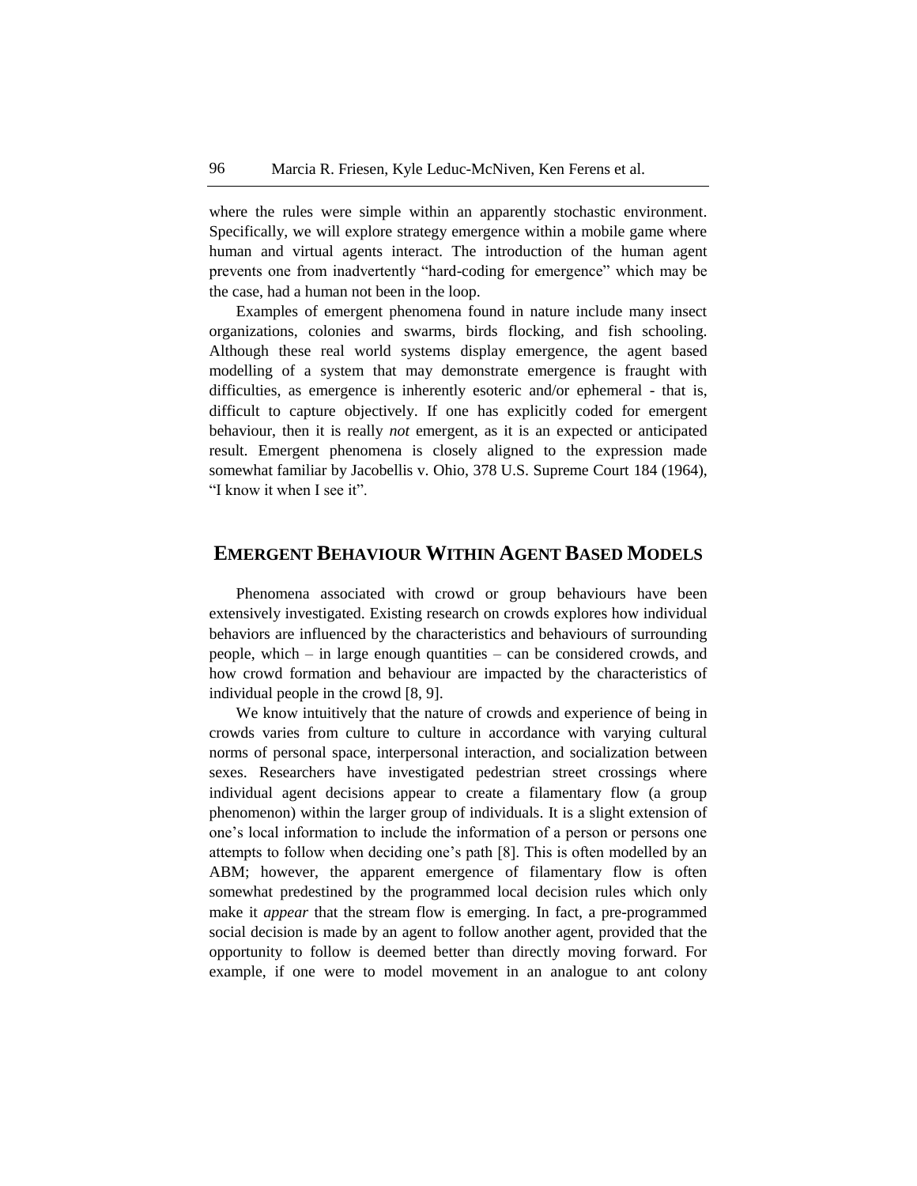where the rules were simple within an apparently stochastic environment. Specifically, we will explore strategy emergence within a mobile game where human and virtual agents interact. The introduction of the human agent prevents one from inadvertently "hard-coding for emergence" which may be the case, had a human not been in the loop.

Examples of emergent phenomena found in nature include many insect organizations, colonies and swarms, birds flocking, and fish schooling. Although these real world systems display emergence, the agent based modelling of a system that may demonstrate emergence is fraught with difficulties, as emergence is inherently esoteric and/or ephemeral - that is, difficult to capture objectively. If one has explicitly coded for emergent behaviour, then it is really *not* emergent, as it is an expected or anticipated result. Emergent phenomena is closely aligned to the expression made somewhat familiar by Jacobellis v. Ohio, 378 U.S. Supreme Court 184 (1964), "I know it when I see it".

## EMERGENT BEHAVIOUR WITHIN AGENT BASED MODELS

Phenomena associated with crowd or group behaviours have been extensively investigated. Existing research on crowds explores how individual behaviors are influenced by the characteristics and behaviours of surrounding people, which – in large enough quantities – can be considered crowds, and how crowd formation and behaviour are impacted by the characteristics of individual people in the crowd [8, 9].

We know intuitively that the nature of crowds and experience of being in crowds varies from culture to culture in accordance with varying cultural norms of personal space, interpersonal interaction, and socialization between sexes. Researchers have investigated pedestrian street crossings where individual agent decisions appear to create a filamentary flow (a group phenomenon) within the larger group of individuals. It is a slight extension of one's local information to include the information of a person or persons one attempts to follow when deciding one's path [8]. This is often modelled by an ABM; however, the apparent emergence of filamentary flow is often somewhat predestined by the programmed local decision rules which only make it *appear* that the stream flow is emerging. In fact, a pre-programmed social decision is made by an agent to follow another agent, provided that the opportunity to follow is deemed better than directly moving forward. For example, if one were to model movement in an analogue to ant colony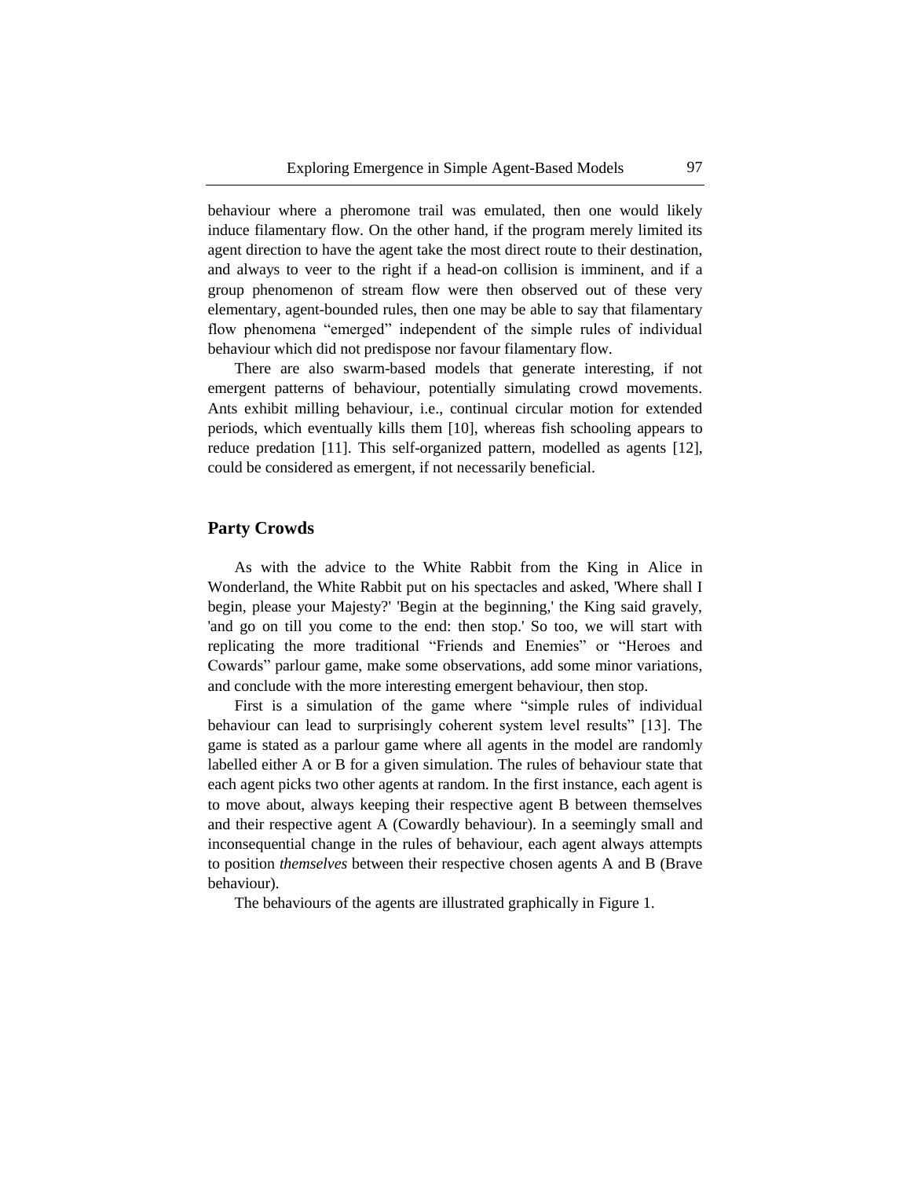behaviour where a pheromone trail was emulated, then one would likely induce filamentary flow. On the other hand, if the program merely limited its agent direction to have the agent take the most direct route to their destination, and always to veer to the right if a head-on collision is imminent, and if a group phenomenon of stream flow were then observed out of these very elementary, agent-bounded rules, then one may be able to say that filamentary flow phenomena "emerged" independent of the simple rules of individual behaviour which did not predispose nor favour filamentary flow.

There are also swarm-based models that generate interesting, if not emergent patterns of behaviour, potentially simulating crowd movements. Ants exhibit milling behaviour, i.e., continual circular motion for extended periods, which eventually kills them [10], whereas fish schooling appears to reduce predation [11]. This self-organized pattern, modelled as agents [12], could be considered as emergent, if not necessarily beneficial.

## Party Crowds

As with the advice to the White Rabbit from the King in Alice in Wonderland, the White Rabbit put on his spectacles and asked, 'Where shall I begin, please your Majesty?' 'Begin at the beginning,' the King said gravely, 'and go on till you come to the end: then stop.' So too, we will start with replicating the more traditional "Friends and Enemies" or "Heroes and Cowards" parlour game, make some observations, add some minor variations, and conclude with the more interesting emergent behaviour, then stop.

First is a simulation of the game where "simple rules of individual behaviour can lead to surprisingly coherent system level results" [13]. The game is stated as a parlour game where all agents in the model are randomly labelled either A or B for a given simulation. The rules of behaviour state that each agent picks two other agents at random. In the first instance, each agent is to move about, always keeping their respective agent B between themselves and their respective agent A (Cowardly behaviour). In a seemingly small and inconsequential change in the rules of behaviour, each agent always attempts to position *themselves* between their respective chosen agents A and B (Brave behaviour).

The behaviours of the agents are illustrated graphically in Figure 1.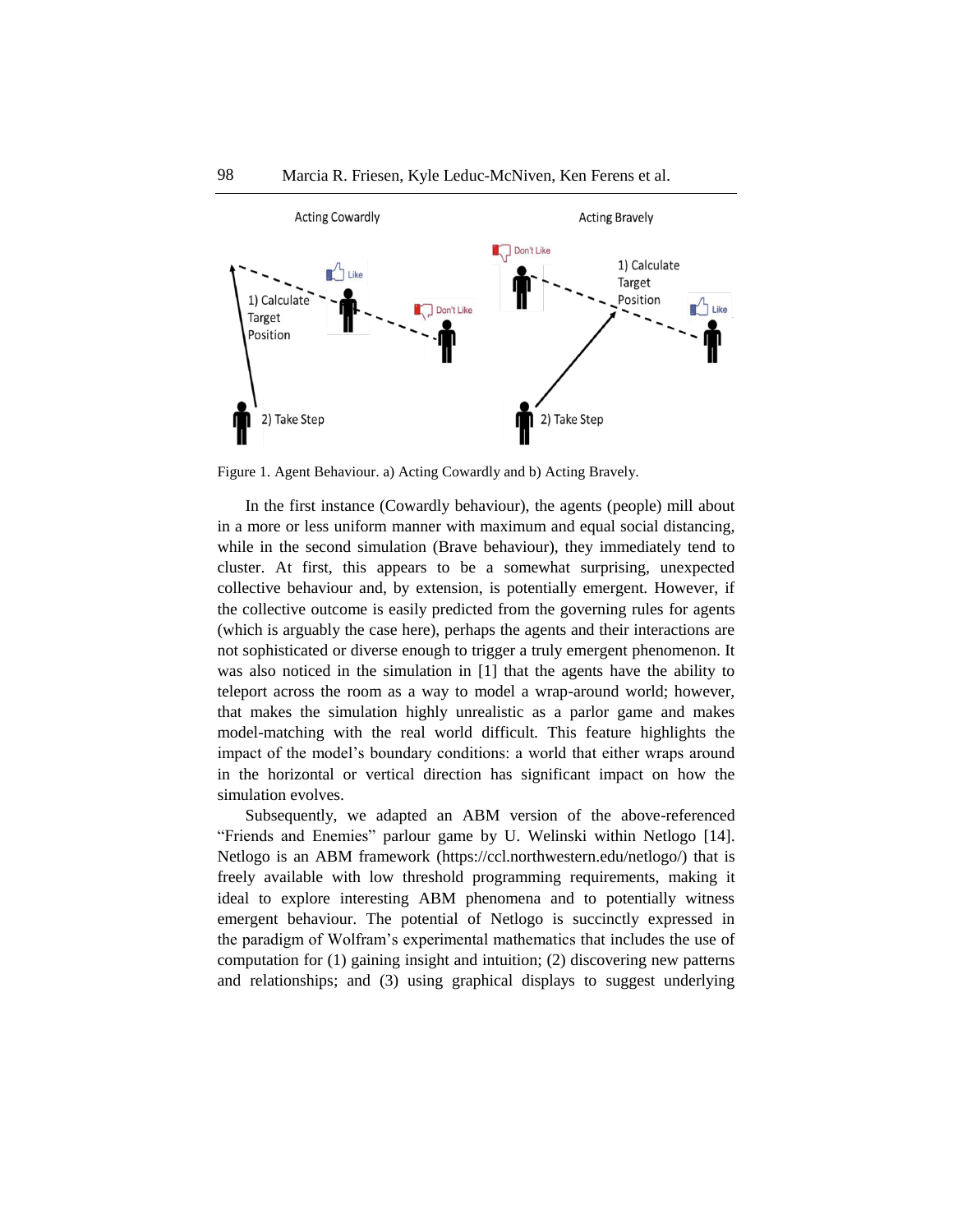Figure 1. Agent Behaviour. a) Acting Cowardly and b) Acting Bravely.

In the first instance (Cowardly behaviour), the agents (people) mill about in a more or less uniform manner with maximum and equal social distancing, while in the second simulation (Brave behaviour), they immediately tend to cluster. At first, this appears to be a somewhat surprising, unexpected collective behaviour and, by extension, is potentially emergent. However, if the collective outcome is easily predicted from the governing rules for agents (which is arguably the case here), perhaps the agents and their interactions are not sophisticated or diverse enough to trigger a truly emergent phenomenon. It was also noticed in the simulation in [1] that the agents have the ability to teleport across the room as a way to model a wrap-around world; however, that makes the simulation highly unrealistic as a parlor game and makes model-matching with the real world difficult. This feature highlights the impact of the model's boundary conditions: a world that either wraps around in the horizontal or vertical direction has significant impact on how the simulation evolves.

Subsequently, we adapted an ABM version of the above-referenced "Friends and Enemies" parlour game by U. Welinski within Netlogo [14]. Netlogo is an ABM framework (https://ccl.northwestern.edu/netlogo/) that is freely available with low threshold programming requirements, making it ideal to explore interesting ABM phenomena and to potentially witness emergent behaviour. The potential of Netlogo is succinctly expressed in the paradigm of Wolfram's experimental mathematics that includes the use of computation for (1) gaining insight and intuition; (2) discovering new patterns and relationships; and (3) using graphical displays to suggest underlying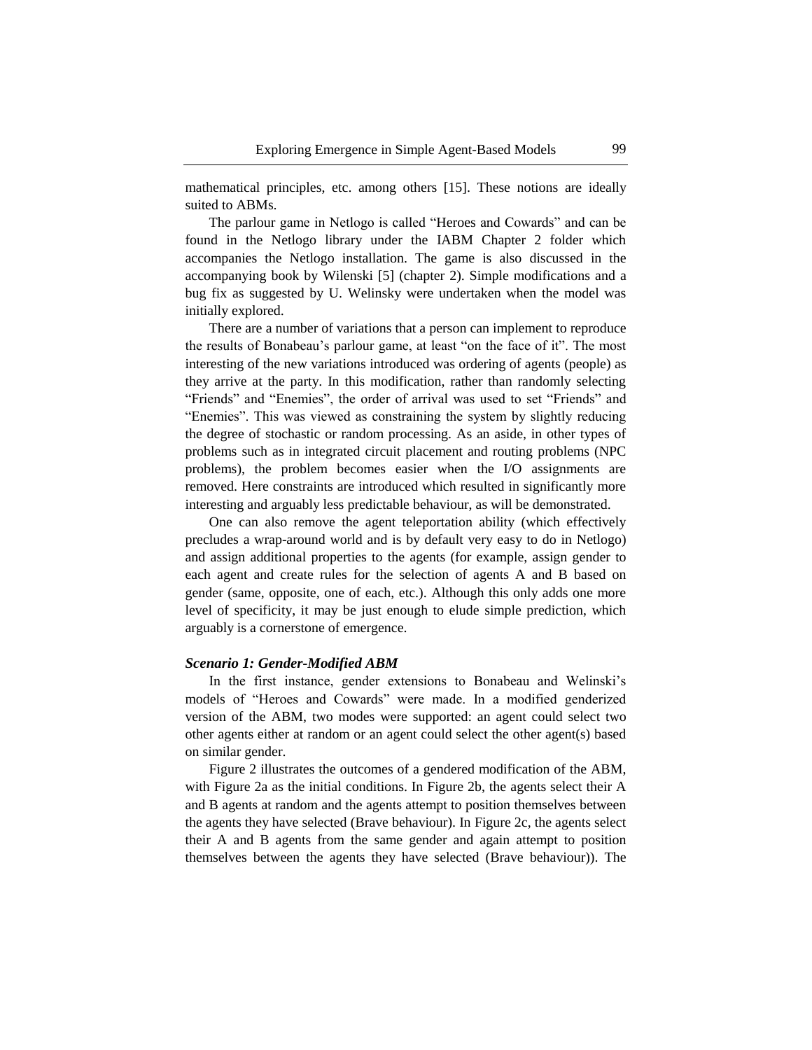mathematical principles, etc. among others [15]. These notions are ideally suited to ABMs.

The parlour game in Netlogo is called "Heroes and Cowards" and can be found in the Netlogo library under the IABM Chapter 2 folder which accompanies the Netlogo installation. The game is also discussed in the accompanying book by Wilenski [5] (chapter 2). Simple modifications and a bug fix as suggested by U. Welinsky were undertaken when the model was initially explored.

There are a number of variations that a person can implement to reproduce the results of Bonabeau's parlour game, at least "on the face of it". The most interesting of the new variations introduced was ordering of agents (people) as they arrive at the party. In this modification, rather than randomly selecting "Friends" and "Enemies", the order of arrival was used to set "Friends" and "Enemies". This was viewed as constraining the system by slightly reducing the degree of stochastic or random processing. As an aside, in other types of problems such as in integrated circuit placement and routing problems (NPC problems), the problem becomes easier when the I/O assignments are removed. Here constraints are introduced which resulted in significantly more interesting and arguably less predictable behaviour, as will be demonstrated.

One can also remove the agent teleportation ability (which effectively precludes a wrap-around world and is by default very easy to do in Netlogo) and assign additional properties to the agents (for example, assign gender to each agent and create rules for the selection of agents A and B based on gender (same, opposite, one of each, etc.). Although this only adds one more level of specificity, it may be just enough to elude simple prediction, which arguably is a cornerstone of emergence.

***Scenario 1: Gender-Modified ABM***

In the first instance, gender extensions to Bonabeau and Welinski's models of "Heroes and Cowards" were made. In a modified genderized version of the ABM, two modes were supported: an agent could select two other agents either at random or an agent could select the other agent(s) based on similar gender.

Figure 2 illustrates the outcomes of a gendered modification of the ABM, with Figure 2a as the initial conditions. In Figure 2b, the agents select their A and B agents at random and the agents attempt to position themselves between the agents they have selected (Brave behaviour). In Figure 2c, the agents select their A and B agents from the same gender and again attempt to position themselves between the agents they have selected (Brave behaviour)). The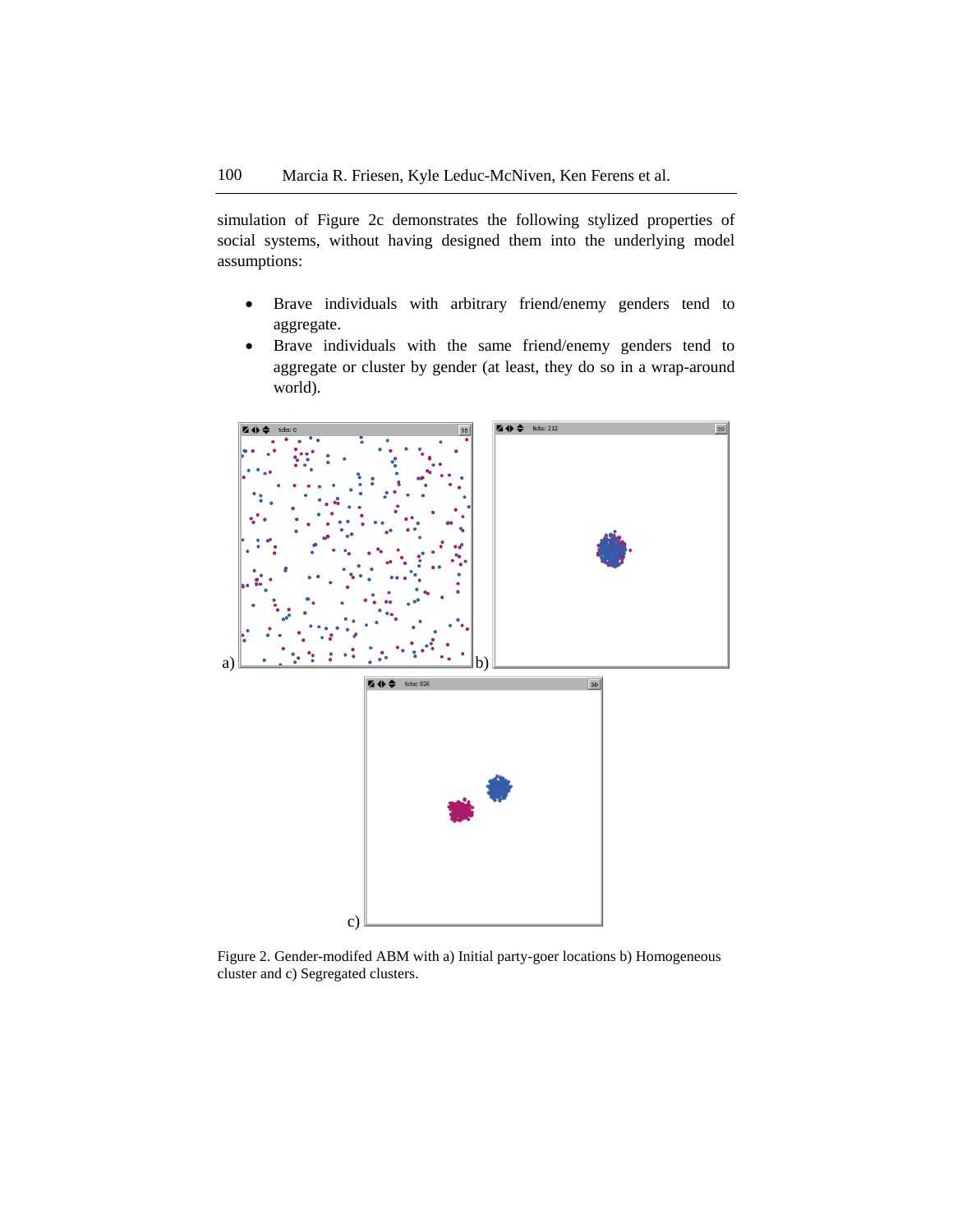simulation of Figure 2c demonstrates the following stylized properties of social systems, without having designed them into the underlying model assumptions:

- Brave individuals with arbitrary friend/enemy genders tend to aggregate.
- Brave individuals with the same friend/enemy genders tend to aggregate or cluster by gender (at least, they do so in a wrap-around world).

Figure 2. Gender-modifed ABM with a) Initial party-goer locations b) Homogeneous cluster and c) Segregated clusters.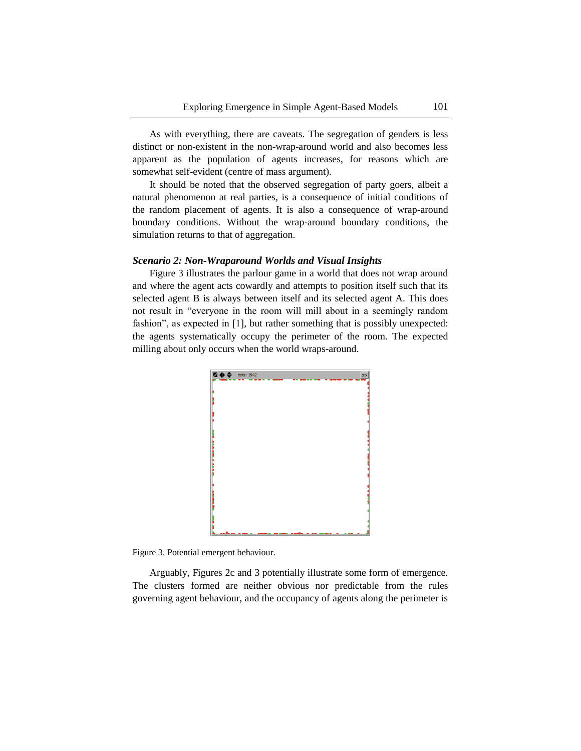As with everything, there are caveats. The segregation of genders is less distinct or non-existent in the non-wrap-around world and also becomes less apparent as the population of agents increases, for reasons which are somewhat self-evident (centre of mass argument).

It should be noted that the observed segregation of party goers, albeit a natural phenomenon at real parties, is a consequence of initial conditions of the random placement of agents. It is also a consequence of wrap-around boundary conditions. Without the wrap-around boundary conditions, the simulation returns to that of aggregation.

### *Scenario 2: Non-Wraparound Worlds and Visual Insights*

Figure 3 illustrates the parlour game in a world that does not wrap around and where the agent acts cowardly and attempts to position itself such that its selected agent B is always between itself and its selected agent A. This does not result in "everyone in the room will mill about in a seemingly random fashion", as expected in [1], but rather something that is possibly unexpected: the agents systematically occupy the perimeter of the room. The expected milling about only occurs when the world wraps-around.

Figure 3. Potential emergent behaviour.

Arguably, Figures 2c and 3 potentially illustrate some form of emergence. The clusters formed are neither obvious nor predictable from the rules governing agent behaviour, and the occupancy of agents along the perimeter is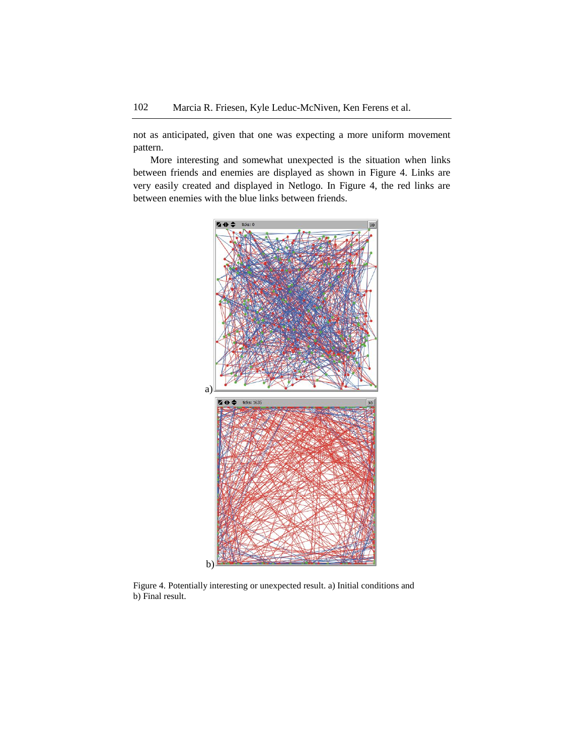not as anticipated, given that one was expecting a more uniform movement pattern.

More interesting and somewhat unexpected is the situation when links between friends and enemies are displayed as shown in Figure 4. Links are very easily created and displayed in Netlogo. In Figure 4, the red links are between enemies with the blue links between friends.

a)

b)

Figure 4. Potentially interesting or unexpected result. a) Initial conditions and b) Final result.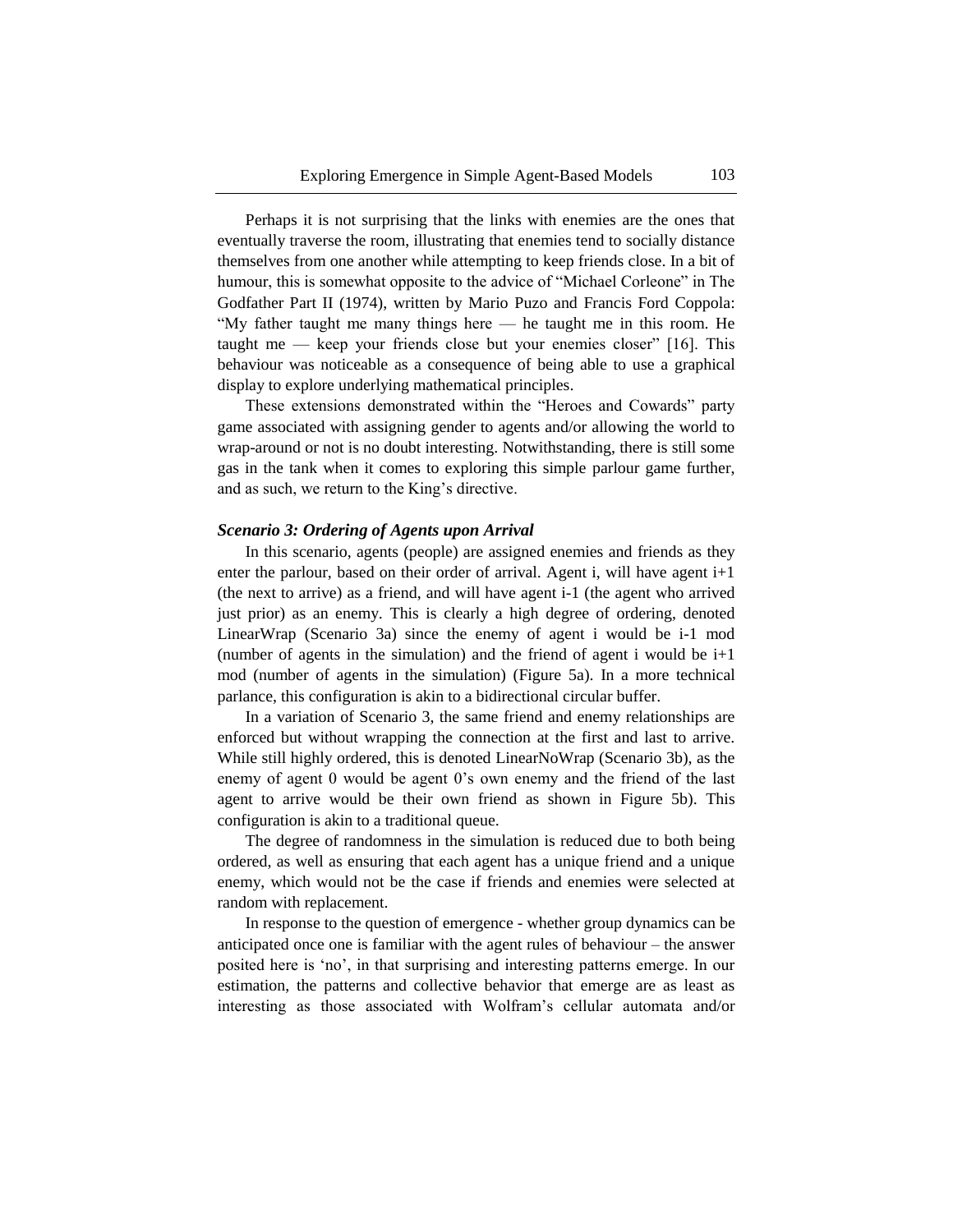Perhaps it is not surprising that the links with enemies are the ones that eventually traverse the room, illustrating that enemies tend to socially distance themselves from one another while attempting to keep friends close. In a bit of humour, this is somewhat opposite to the advice of "Michael Corleone" in The Godfather Part II (1974), written by Mario Puzo and Francis Ford Coppola: "My father taught me many things here — he taught me in this room. He taught me — keep your friends close but your enemies closer" [16]. This behaviour was noticeable as a consequence of being able to use a graphical display to explore underlying mathematical principles.

These extensions demonstrated within the "Heroes and Cowards" party game associated with assigning gender to agents and/or allowing the world to wrap-around or not is no doubt interesting. Notwithstanding, there is still some gas in the tank when it comes to exploring this simple parlour game further, and as such, we return to the King's directive.

### *Scenario 3: Ordering of Agents upon Arrival*

In this scenario, agents (people) are assigned enemies and friends as they enter the parlour, based on their order of arrival. Agent i, will have agent i+1 (the next to arrive) as a friend, and will have agent i-1 (the agent who arrived just prior) as an enemy. This is clearly a high degree of ordering, denoted LinearWrap (Scenario 3a) since the enemy of agent i would be i-1 mod (number of agents in the simulation) and the friend of agent i would be i+1 mod (number of agents in the simulation) (Figure 5a). In a more technical parlance, this configuration is akin to a bidirectional circular buffer.

In a variation of Scenario 3, the same friend and enemy relationships are enforced but without wrapping the connection at the first and last to arrive. While still highly ordered, this is denoted LinearNoWrap (Scenario 3b), as the enemy of agent 0 would be agent 0's own enemy and the friend of the last agent to arrive would be their own friend as shown in Figure 5b). This configuration is akin to a traditional queue.

The degree of randomness in the simulation is reduced due to both being ordered, as well as ensuring that each agent has a unique friend and a unique enemy, which would not be the case if friends and enemies were selected at random with replacement.

In response to the question of emergence - whether group dynamics can be anticipated once one is familiar with the agent rules of behaviour – the answer posited here is 'no', in that surprising and interesting patterns emerge. In our estimation, the patterns and collective behavior that emerge are as least as interesting as those associated with Wolfram's cellular automata and/or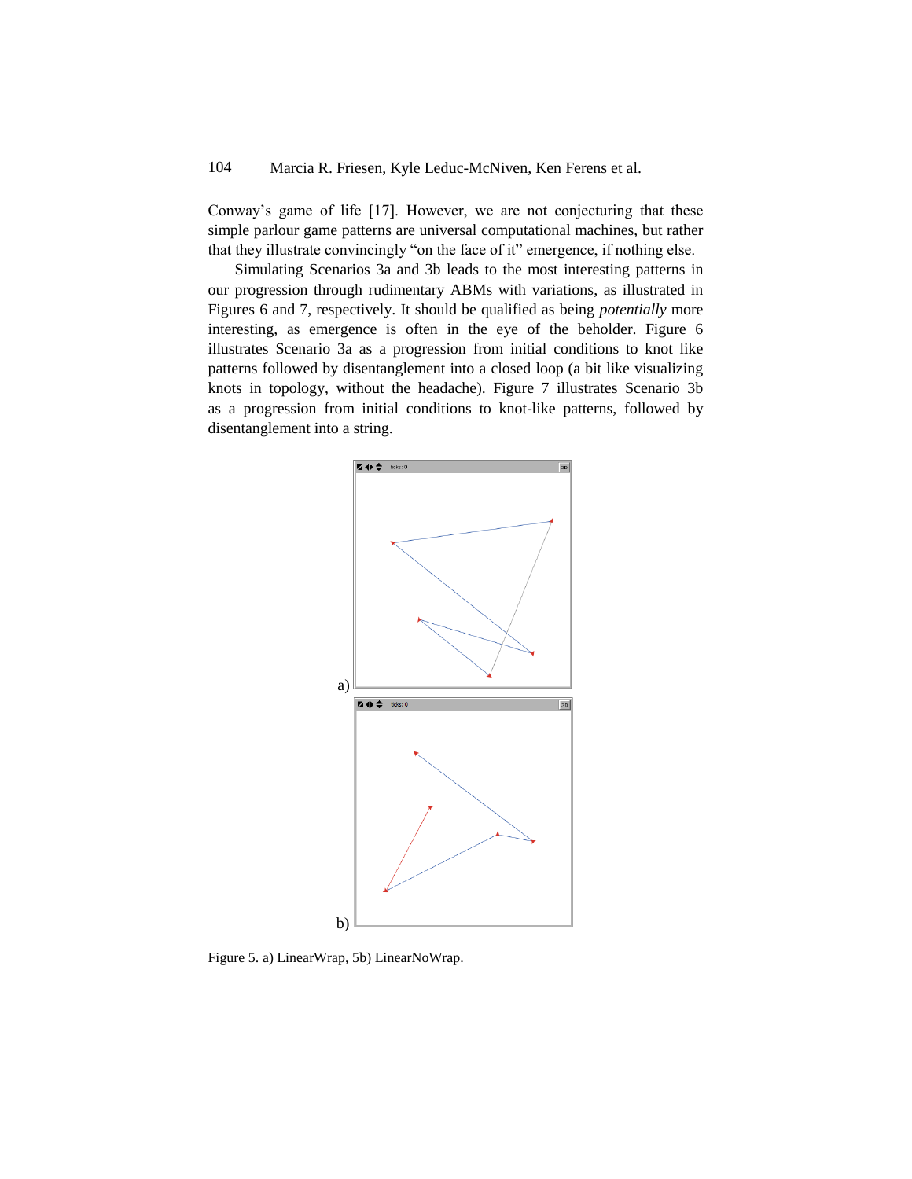Conway's game of life [17]. However, we are not conjecturing that these simple parlour game patterns are universal computational machines, but rather that they illustrate convincingly "on the face of it" emergence, if nothing else.

Simulating Scenarios 3a and 3b leads to the most interesting patterns in our progression through rudimentary ABMs with variations, as illustrated in Figures 6 and 7, respectively. It should be qualified as being *potentially* more interesting, as emergence is often in the eye of the beholder. Figure 6 illustrates Scenario 3a as a progression from initial conditions to knot like patterns followed by disentanglement into a closed loop (a bit like visualizing knots in topology, without the headache). Figure 7 illustrates Scenario 3b as a progression from initial conditions to knot-like patterns, followed by disentanglement into a string.

a)

b)

Figure 5. a) LinearWrap, 5b) LinearNoWrap.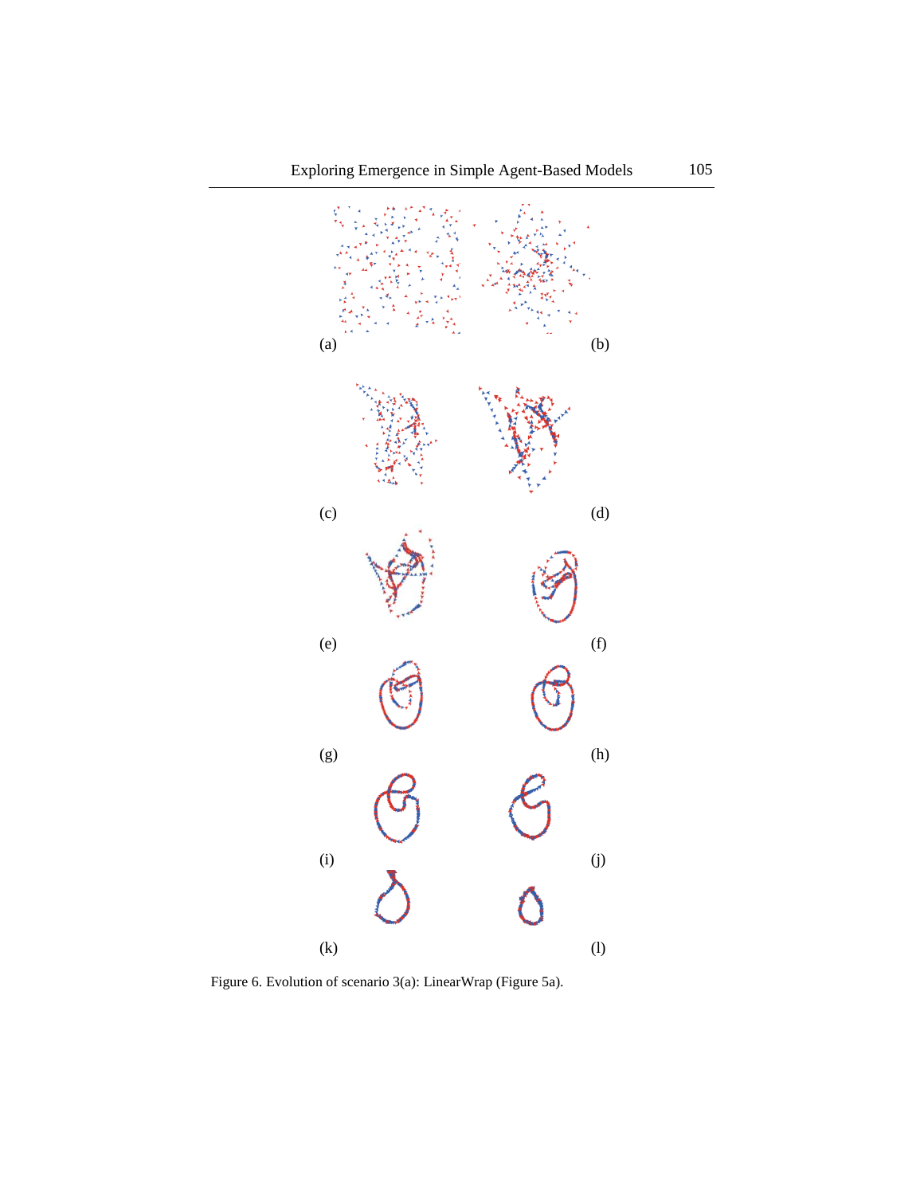(a) (b)

(c) (d)

(e) (f)

(g) (h)

(i) (j)

(k) (l)

Figure 6. Evolution of scenario 3(a): LinearWrap (Figure 5a).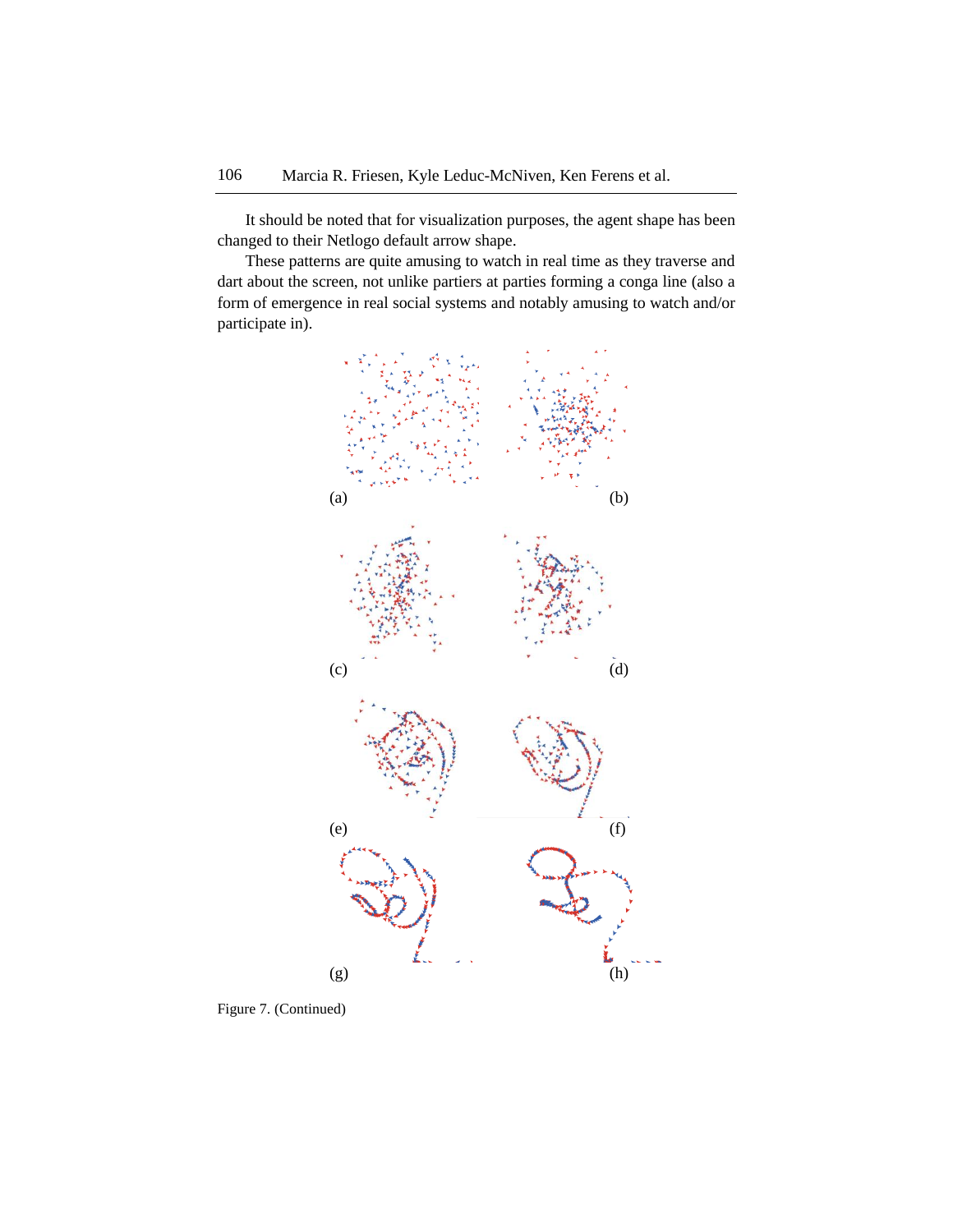It should be noted that for visualization purposes, the agent shape has been changed to their Netlogo default arrow shape.

These patterns are quite amusing to watch in real time as they traverse and dart about the screen, not unlike partiers at parties forming a conga line (also a form of emergence in real social systems and notably amusing to watch and/or participate in).

(a) (b)

(c) (d)

(e) (f)

(g) (h)

Figure 7. (Continued)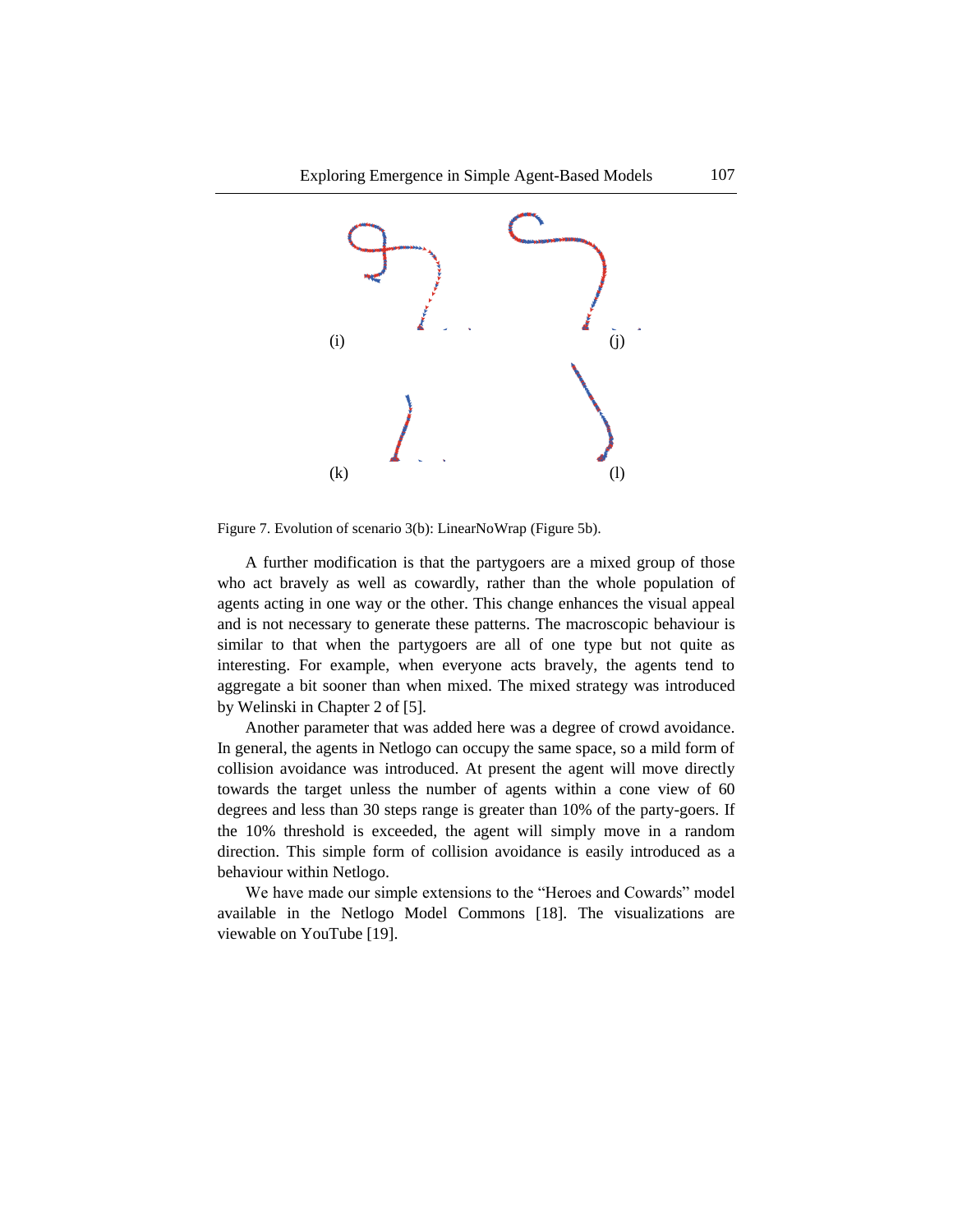(i) (j)

(k) (l)

Figure 7. Evolution of scenario 3(b): LinearNoWrap (Figure 5b).

A further modification is that the partygoers are a mixed group of those who act bravely as well as cowardly, rather than the whole population of agents acting in one way or the other. This change enhances the visual appeal and is not necessary to generate these patterns. The macroscopic behaviour is similar to that when the partygoers are all of one type but not quite as interesting. For example, when everyone acts bravely, the agents tend to aggregate a bit sooner than when mixed. The mixed strategy was introduced by Welinski in Chapter 2 of [5].

Another parameter that was added here was a degree of crowd avoidance. In general, the agents in Netlogo can occupy the same space, so a mild form of collision avoidance was introduced. At present the agent will move directly towards the target unless the number of agents within a cone view of 60 degrees and less than 30 steps range is greater than 10% of the party-goers. If the 10% threshold is exceeded, the agent will simply move in a random direction. This simple form of collision avoidance is easily introduced as a behaviour within Netlogo.

We have made our simple extensions to the "Heroes and Cowards" model available in the Netlogo Model Commons [18]. The visualizations are viewable on YouTube [19].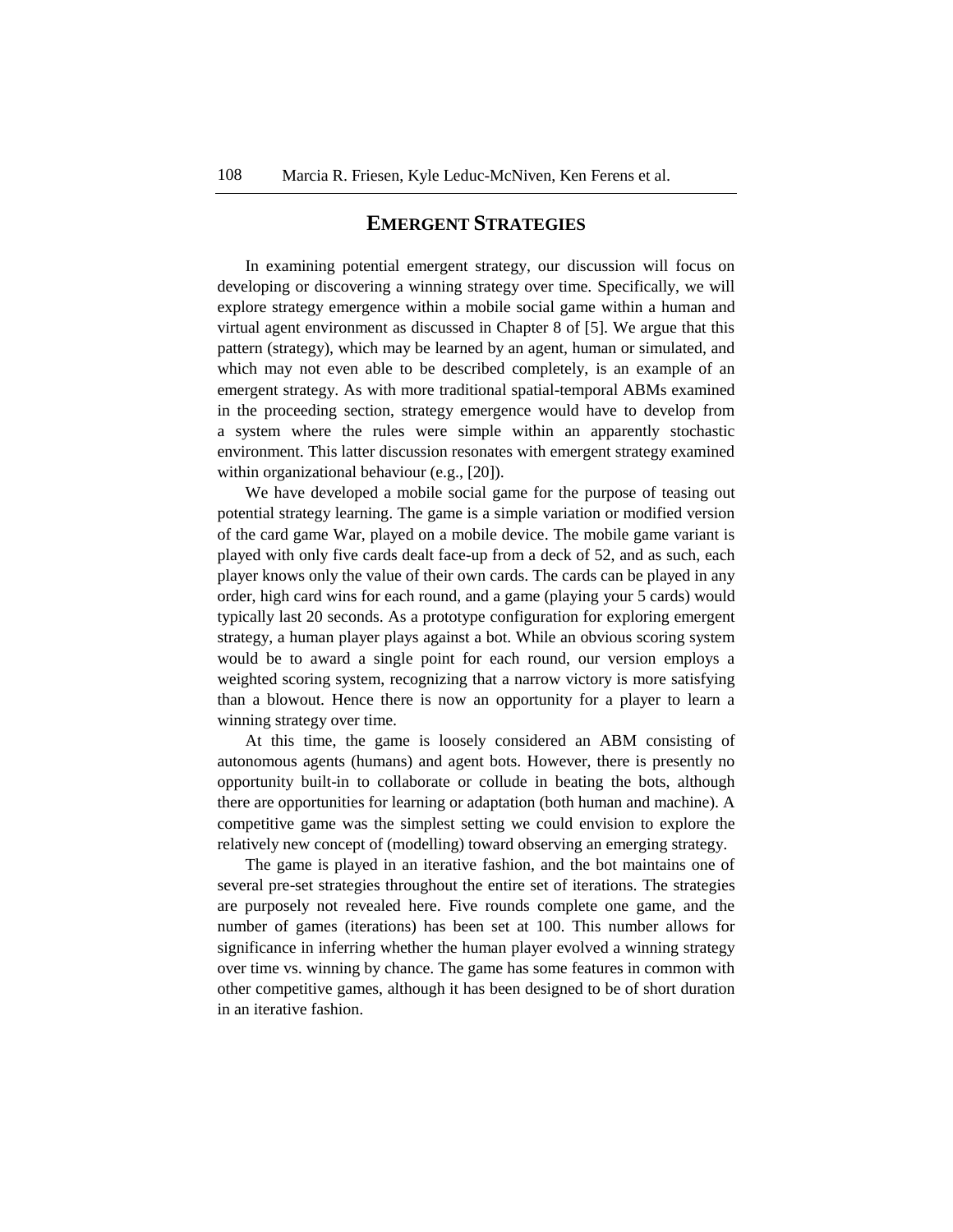## EMERGENT STRATEGIES

In examining potential emergent strategy, our discussion will focus on developing or discovering a winning strategy over time. Specifically, we will explore strategy emergence within a mobile social game within a human and virtual agent environment as discussed in Chapter 8 of [5]. We argue that this pattern (strategy), which may be learned by an agent, human or simulated, and which may not even able to be described completely, is an example of an emergent strategy. As with more traditional spatial-temporal ABMs examined in the proceeding section, strategy emergence would have to develop from a system where the rules were simple within an apparently stochastic environment. This latter discussion resonates with emergent strategy examined within organizational behaviour (e.g., [20]).

We have developed a mobile social game for the purpose of teasing out potential strategy learning. The game is a simple variation or modified version of the card game War, played on a mobile device. The mobile game variant is played with only five cards dealt face-up from a deck of 52, and as such, each player knows only the value of their own cards. The cards can be played in any order, high card wins for each round, and a game (playing your 5 cards) would typically last 20 seconds. As a prototype configuration for exploring emergent strategy, a human player plays against a bot. While an obvious scoring system would be to award a single point for each round, our version employs a weighted scoring system, recognizing that a narrow victory is more satisfying than a blowout. Hence there is now an opportunity for a player to learn a winning strategy over time.

At this time, the game is loosely considered an ABM consisting of autonomous agents (humans) and agent bots. However, there is presently no opportunity built-in to collaborate or collude in beating the bots, although there are opportunities for learning or adaptation (both human and machine). A competitive game was the simplest setting we could envision to explore the relatively new concept of (modelling) toward observing an emerging strategy.

The game is played in an iterative fashion, and the bot maintains one of several pre-set strategies throughout the entire set of iterations. The strategies are purposely not revealed here. Five rounds complete one game, and the number of games (iterations) has been set at 100. This number allows for significance in inferring whether the human player evolved a winning strategy over time vs. winning by chance. The game has some features in common with other competitive games, although it has been designed to be of short duration in an iterative fashion.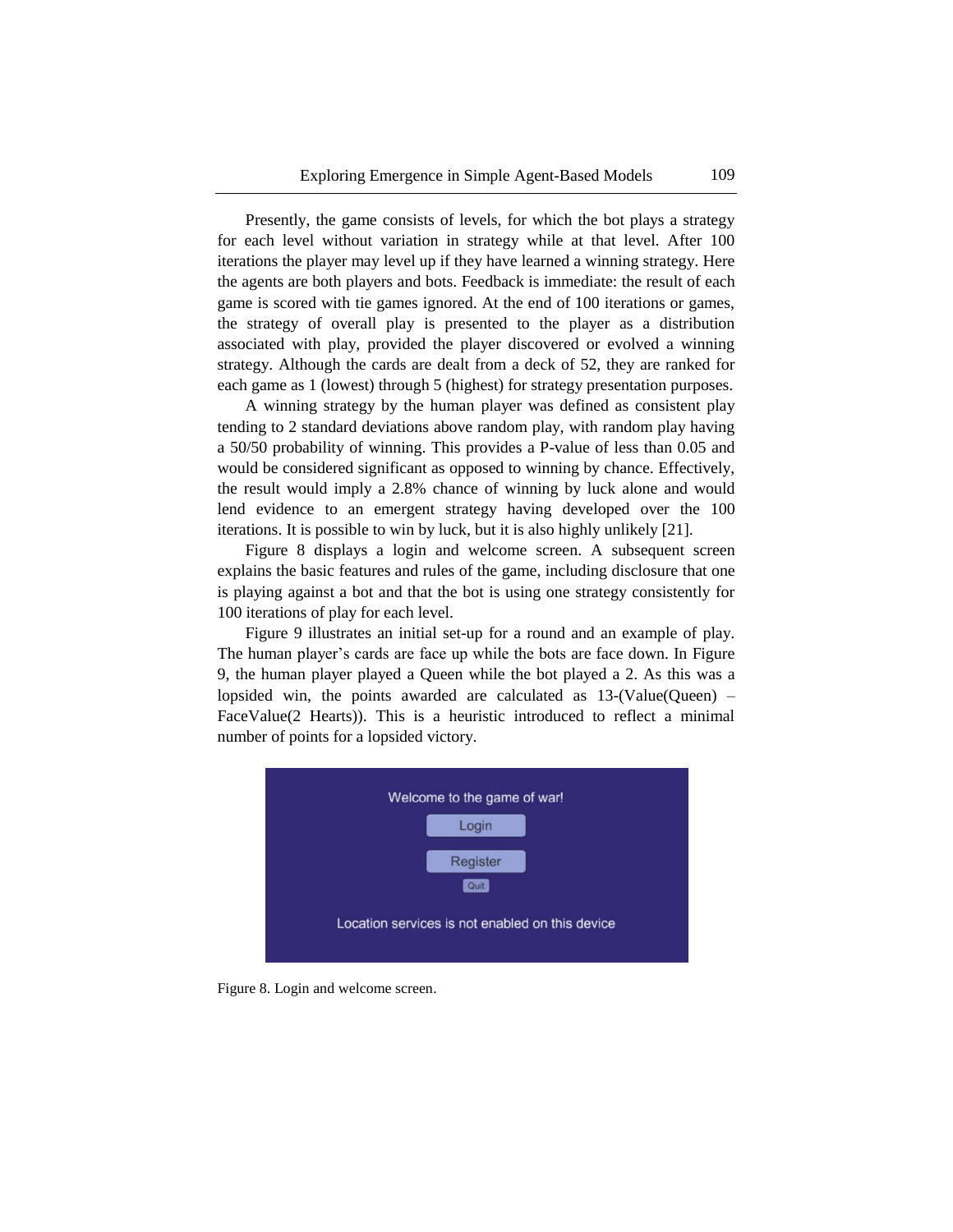Presently, the game consists of levels, for which the bot plays a strategy for each level without variation in strategy while at that level. After 100 iterations the player may level up if they have learned a winning strategy. Here the agents are both players and bots. Feedback is immediate: the result of each game is scored with tie games ignored. At the end of 100 iterations or games, the strategy of overall play is presented to the player as a distribution associated with play, provided the player discovered or evolved a winning strategy. Although the cards are dealt from a deck of 52, they are ranked for each game as 1 (lowest) through 5 (highest) for strategy presentation purposes.

A winning strategy by the human player was defined as consistent play tending to 2 standard deviations above random play, with random play having a 50/50 probability of winning. This provides a P-value of less than 0.05 and would be considered significant as opposed to winning by chance. Effectively, the result would imply a 2.8% chance of winning by luck alone and would lend evidence to an emergent strategy having developed over the 100 iterations. It is possible to win by luck, but it is also highly unlikely [21].

Figure 8 displays a login and welcome screen. A subsequent screen explains the basic features and rules of the game, including disclosure that one is playing against a bot and that the bot is using one strategy consistently for 100 iterations of play for each level.

Figure 9 illustrates an initial set-up for a round and an example of play. The human player's cards are face up while the bots are face down. In Figure 9, the human player played a Queen while the bot played a 2. As this was a lopsided win, the points awarded are calculated as 13-(Value(Queen) – FaceValue(2 Hearts)). This is a heuristic introduced to reflect a minimal number of points for a lopsided victory.

Welcome to the game of war!

Login

Register

Quit

Location services is not enabled on this device

Figure 8. Login and welcome screen.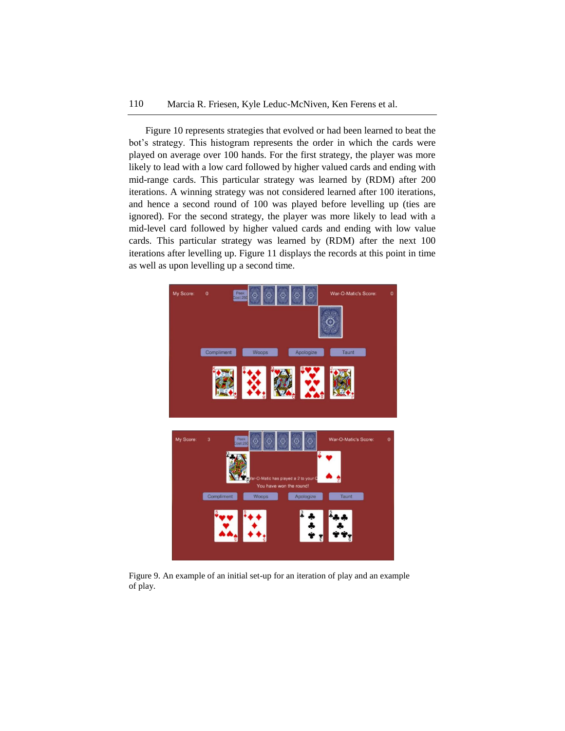Figure 10 represents strategies that evolved or had been learned to beat the bot's strategy. This histogram represents the order in which the cards were played on average over 100 hands. For the first strategy, the player was more likely to lead with a low card followed by higher valued cards and ending with mid-range cards. This particular strategy was learned by (RDM) after 200 iterations. A winning strategy was not considered learned after 100 iterations, and hence a second round of 100 was played before levelling up (ties are ignored). For the second strategy, the player was more likely to lead with a mid-level card followed by higher valued cards and ending with low value cards. This particular strategy was learned by (RDM) after the next 100 iterations after levelling up. Figure 11 displays the records at this point in time as well as upon levelling up a second time.

Figure 9. An example of an initial set-up for an iteration of play and an example of play.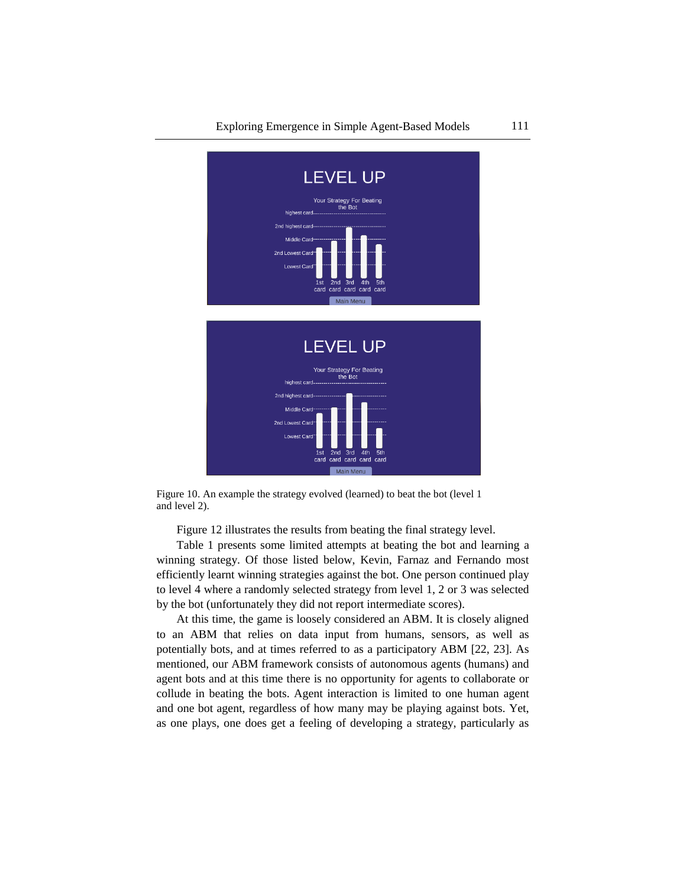Figure 10. An example the strategy evolved (learned) to beat the bot (level 1 and level 2).

Figure 12 illustrates the results from beating the final strategy level.

Table 1 presents some limited attempts at beating the bot and learning a winning strategy. Of those listed below, Kevin, Farnaz and Fernando most efficiently learnt winning strategies against the bot. One person continued play to level 4 where a randomly selected strategy from level 1, 2 or 3 was selected by the bot (unfortunately they did not report intermediate scores).

At this time, the game is loosely considered an ABM. It is closely aligned to an ABM that relies on data input from humans, sensors, as well as potentially bots, and at times referred to as a participatory ABM [22, 23]. As mentioned, our ABM framework consists of autonomous agents (humans) and agent bots and at this time there is no opportunity for agents to collaborate or collude in beating the bots. Agent interaction is limited to one human agent and one bot agent, regardless of how many may be playing against bots. Yet, as one plays, one does get a feeling of developing a strategy, particularly as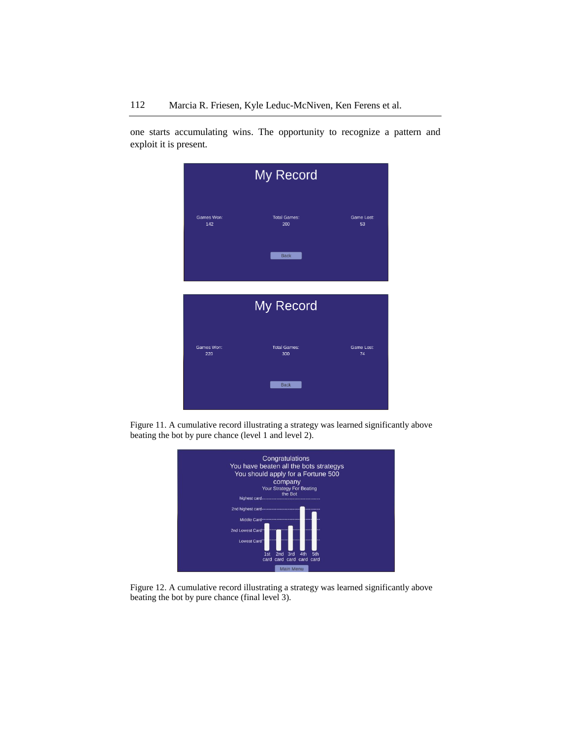one starts accumulating wins. The opportunity to recognize a pattern and exploit it is present.

Figure 11. A cumulative record illustrating a strategy was learned significantly above beating the bot by pure chance (level 1 and level 2).

Figure 12. A cumulative record illustrating a strategy was learned significantly above beating the bot by pure chance (final level 3).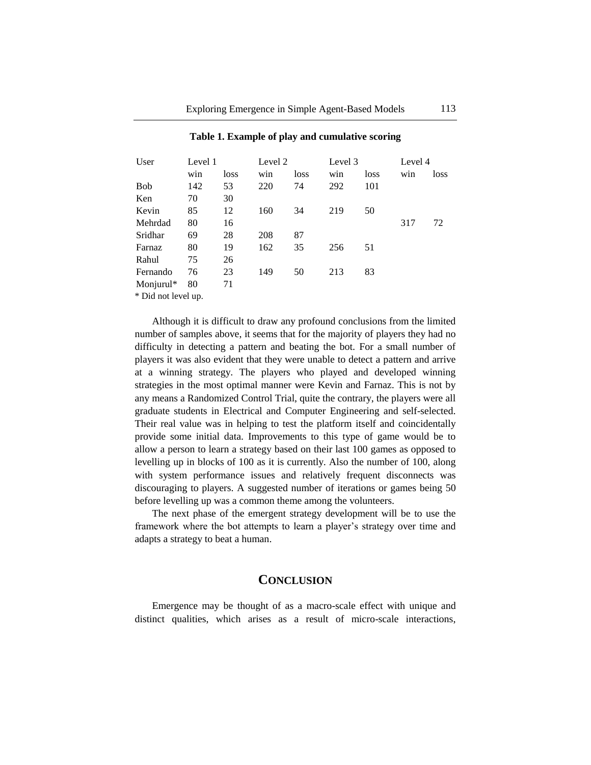**Table 1. Example of play and cumulative scoring**

| User | Level 1 | | Level 2 | | Level 3 | | Level 4 | |
|---|---|---|---|---|---|---|---|---|
| | win | loss | win | loss | win | loss | win | loss |
| Bob | 142 | 53 | 220 | 74 | 292 | 101 | | |
| Ken | 70 | 30 | | | | | | |
| Kevin | 85 | 12 | 160 | 34 | 219 | 50 | | |
| Mehrdad | 80 | 16 | | | | | 317 | 72 |
| Sridhar | 69 | 28 | 208 | 87 | | | | |
| Farnaz | 80 | 19 | 162 | 35 | 256 | 51 | | |
| Rahul | 75 | 26 | | | | | | |
| Fernando | 76 | 23 | 149 | 50 | 213 | 83 | | |
| Monjurul* | 80 | 71 | | | | | | |

\* Did not level up.

Although it is difficult to draw any profound conclusions from the limited number of samples above, it seems that for the majority of players they had no difficulty in detecting a pattern and beating the bot. For a small number of players it was also evident that they were unable to detect a pattern and arrive at a winning strategy. The players who played and developed winning strategies in the most optimal manner were Kevin and Farnaz. This is not by any means a Randomized Control Trial, quite the contrary, the players were all graduate students in Electrical and Computer Engineering and self-selected. Their real value was in helping to test the platform itself and coincidentally provide some initial data. Improvements to this type of game would be to allow a person to learn a strategy based on their last 100 games as opposed to levelling up in blocks of 100 as it is currently. Also the number of 100, along with system performance issues and relatively frequent disconnects was discouraging to players. A suggested number of iterations or games being 50 before levelling up was a common theme among the volunteers.

The next phase of the emergent strategy development will be to use the framework where the bot attempts to learn a player's strategy over time and adapts a strategy to beat a human.

## CONCLUSION

Emergence may be thought of as a macro-scale effect with unique and distinct qualities, which arises as a result of micro-scale interactions,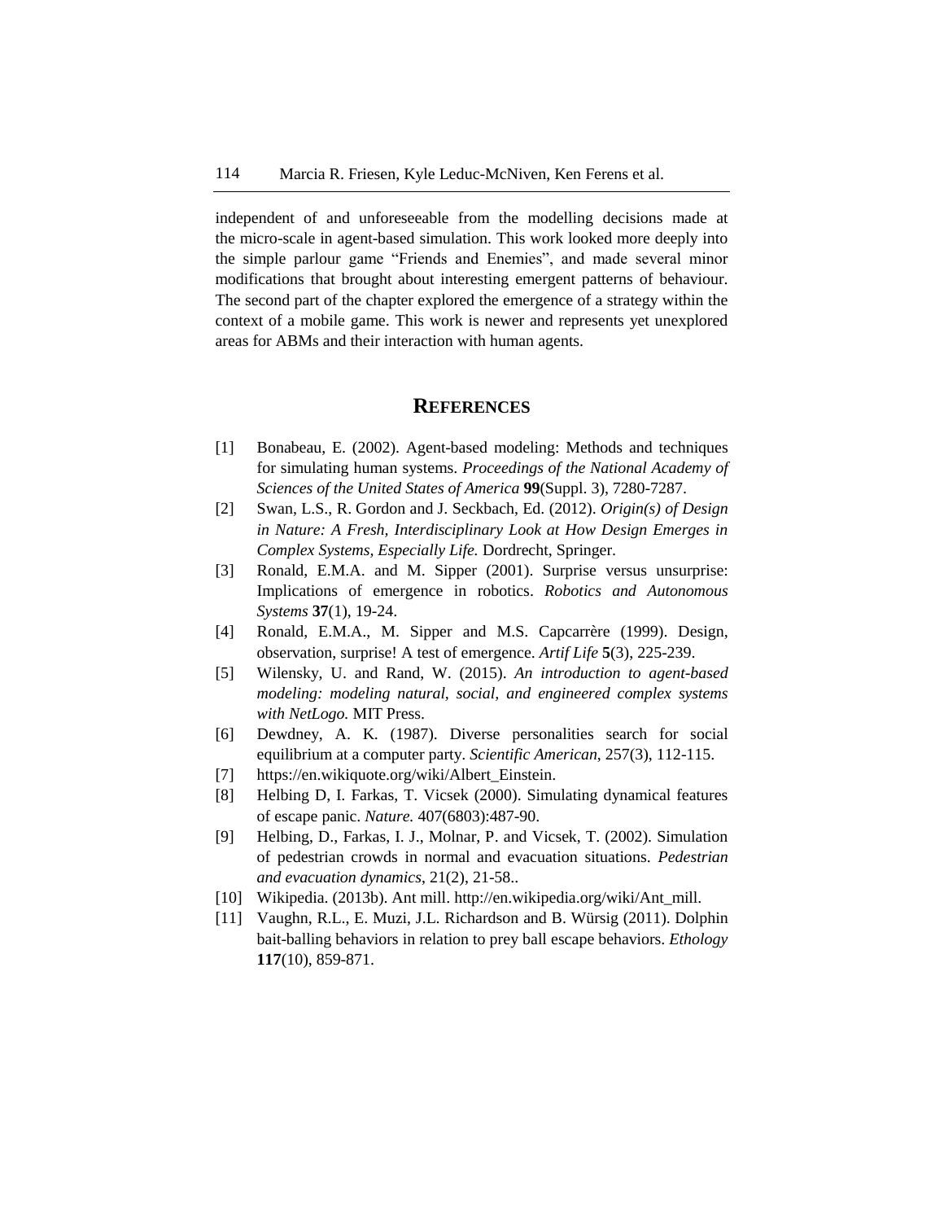independent of and unforeseeable from the modelling decisions made at the micro-scale in agent-based simulation. This work looked more deeply into the simple parlour game "Friends and Enemies", and made several minor modifications that brought about interesting emergent patterns of behaviour. The second part of the chapter explored the emergence of a strategy within the context of a mobile game. This work is newer and represents yet unexplored areas for ABMs and their interaction with human agents.

## REFERENCES

[1] Bonabeau, E. (2002). Agent-based modeling: Methods and techniques for simulating human systems. *Proceedings of the National Academy of Sciences of the United States of America* **99**(Suppl. 3), 7280-7287.

[2] Swan, L.S., R. Gordon and J. Seckbach, Ed. (2012). *Origin(s) of Design in Nature: A Fresh, Interdisciplinary Look at How Design Emerges in Complex Systems, Especially Life.* Dordrecht, Springer.

[3] Ronald, E.M.A. and M. Sipper (2001). Surprise versus unsurprise: Implications of emergence in robotics. *Robotics and Autonomous Systems* **37**(1), 19-24.

[4] Ronald, E.M.A., M. Sipper and M.S. Capcarrère (1999). Design, observation, surprise! A test of emergence. *Artif Life* **5**(3), 225-239.

[5] Wilensky, U. and Rand, W. (2015). *An introduction to agent-based modeling: modeling natural, social, and engineered complex systems with NetLogo.* MIT Press.

[6] Dewdney, A. K. (1987). Diverse personalities search for social equilibrium at a computer party. *Scientific American*, 257(3), 112-115.

[7] https://en.wikiquote.org/wiki/Albert_Einstein.

[8] Helbing D, I. Farkas, T. Vicsek (2000). Simulating dynamical features of escape panic. *Nature.* 407(6803):487-90.

[9] Helbing, D., Farkas, I. J., Molnar, P. and Vicsek, T. (2002). Simulation of pedestrian crowds in normal and evacuation situations. *Pedestrian and evacuation dynamics*, 21(2), 21-58..

[10] Wikipedia. (2013b). Ant mill. http://en.wikipedia.org/wiki/Ant_mill.

[11] Vaughn, R.L., E. Muzi, J.L. Richardson and B. Würsig (2011). Dolphin bait-balling behaviors in relation to prey ball escape behaviors. *Ethology* **117**(10), 859-871.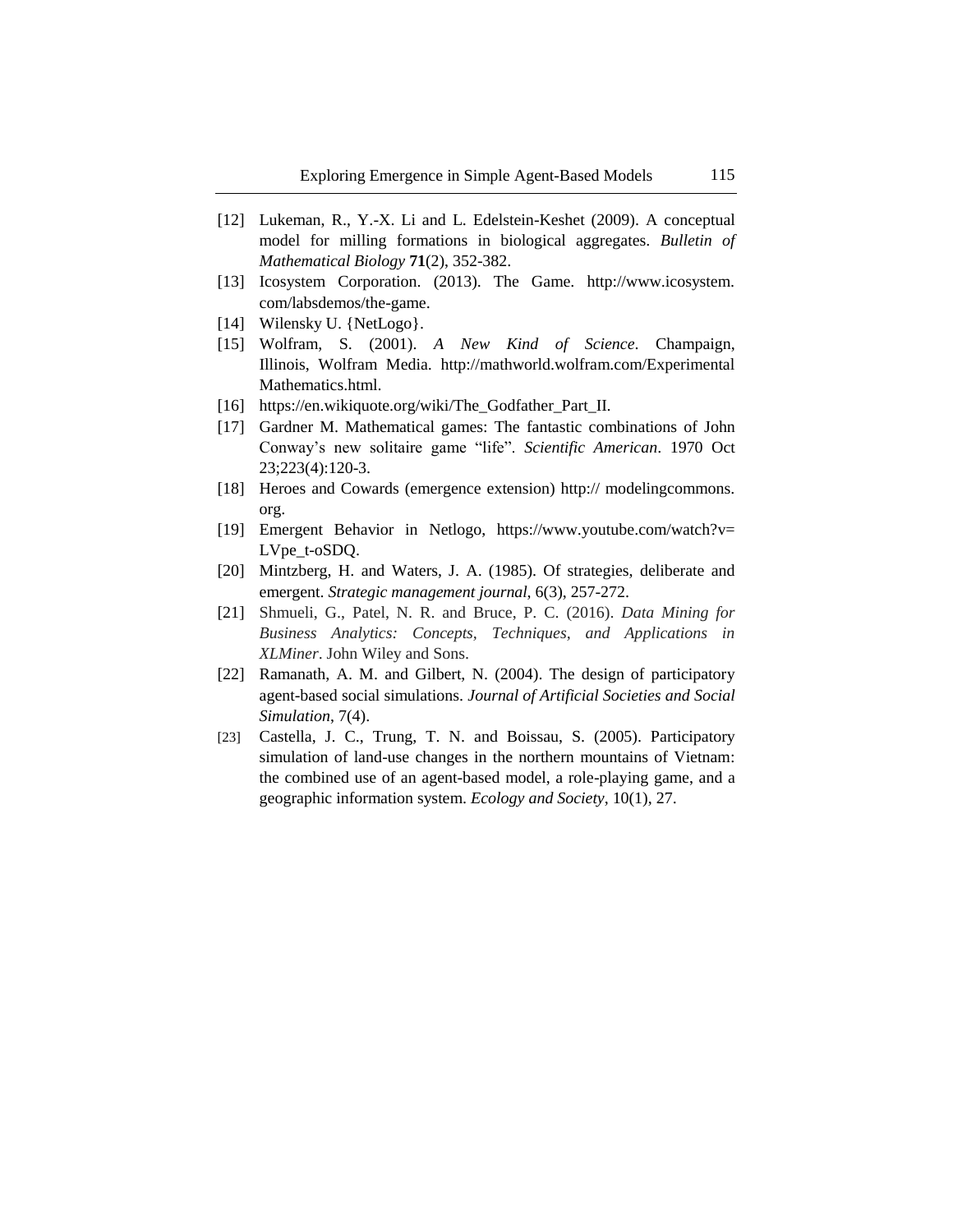[12] Lukeman, R., Y.-X. Li and L. Edelstein-Keshet (2009). A conceptual model for milling formations in biological aggregates. *Bulletin of Mathematical Biology* **71**(2), 352-382.

[13] Icosystem Corporation. (2013). The Game. http://www.icosystem.com/labsdemos/the-game.

[14] Wilensky U. {NetLogo}.

[15] Wolfram, S. (2001). *A New Kind of Science*. Champaign, Illinois, Wolfram Media. http://mathworld.wolfram.com/ExperimentalMathematics.html.

[16] https://en.wikiquote.org/wiki/The_Godfather_Part_II.

[17] Gardner M. Mathematical games: The fantastic combinations of John Conway's new solitaire game "life". *Scientific American*. 1970 Oct 23;223(4):120-3.

[18] Heroes and Cowards (emergence extension) http:// modelingcommons.org.

[19] Emergent Behavior in Netlogo, https://www.youtube.com/watch?v=LVpe_t-oSDQ.

[20] Mintzberg, H. and Waters, J. A. (1985). Of strategies, deliberate and emergent. *Strategic management journal*, 6(3), 257-272.

[21] Shmueli, G., Patel, N. R. and Bruce, P. C. (2016). *Data Mining for Business Analytics: Concepts, Techniques, and Applications in XLMiner*. John Wiley and Sons.

[22] Ramanath, A. M. and Gilbert, N. (2004). The design of participatory agent-based social simulations. *Journal of Artificial Societies and Social Simulation*, 7(4).

[23] Castella, J. C., Trung, T. N. and Boissau, S. (2005). Participatory simulation of land-use changes in the northern mountains of Vietnam: the combined use of an agent-based model, a role-playing game, and a geographic information system. *Ecology and Society*, 10(1), 27.